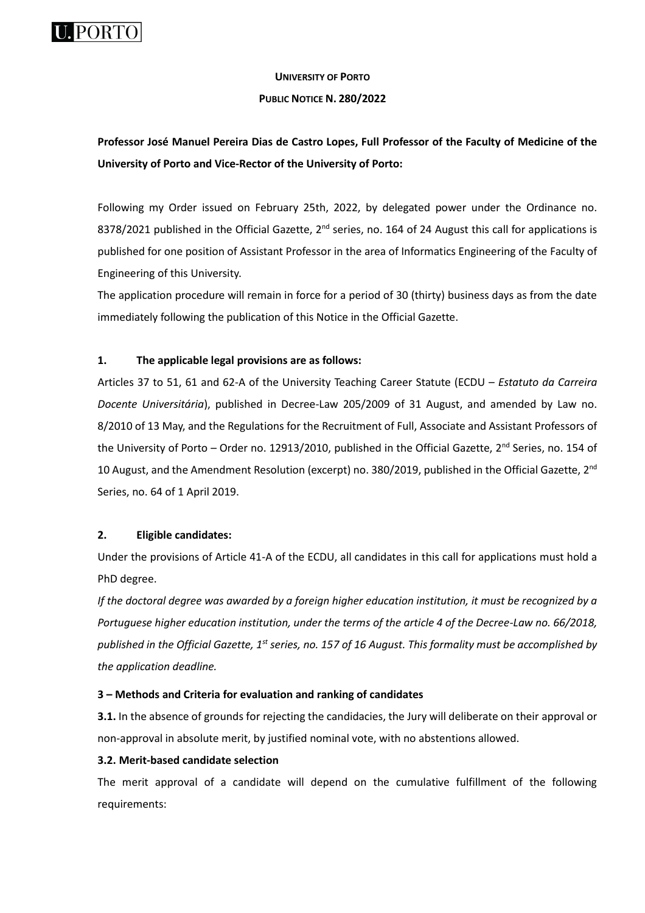**UNIVERSITY OF PORTO**

**PUBLIC NOTICE N. 280/2022**

**Professor José Manuel Pereira Dias de Castro Lopes, Full Professor of the Faculty of Medicine of the University of Porto and Vice-Rector of the University of Porto:**

Following my Order issued on February 25th, 2022, by delegated power under the Ordinance no. 8378/2021 published in the Official Gazette, 2nd series, no. 164 of 24 August this call for applications is published for one position of Assistant Professor in the area of Informatics Engineering of the Faculty of Engineering of this University.

The application procedure will remain in force for a period of 30 (thirty) business days as from the date immediately following the publication of this Notice in the Official Gazette.

## 1. The applicable legal provisions are as follows:

Articles 37 to 51, 61 and 62-A of the University Teaching Career Statute (ECDU – *Estatuto da Carreira Docente Universitária*), published in Decree-Law 205/2009 of 31 August, and amended by Law no. 8/2010 of 13 May, and the Regulations for the Recruitment of Full, Associate and Assistant Professors of the University of Porto – Order no. 12913/2010, published in the Official Gazette, 2nd Series, no. 154 of 10 August, and the Amendment Resolution (excerpt) no. 380/2019, published in the Official Gazette, 2nd Series, no. 64 of 1 April 2019.

## 2. Eligible candidates:

Under the provisions of Article 41-A of the ECDU, all candidates in this call for applications must hold a PhD degree.

*If the doctoral degree was awarded by a foreign higher education institution, it must be recognized by a Portuguese higher education institution, under the terms of the article 4 of the Decree-Law no. 66/2018, published in the Official Gazette, 1st series, no. 157 of 16 August. This formality must be accomplished by the application deadline.*

## 3 – Methods and Criteria for evaluation and ranking of candidates

**3.1.** In the absence of grounds for rejecting the candidacies, the Jury will deliberate on their approval or non-approval in absolute merit, by justified nominal vote, with no abstentions allowed.

**3.2. Merit-based candidate selection**

The merit approval of a candidate will depend on the cumulative fulfillment of the following requirements: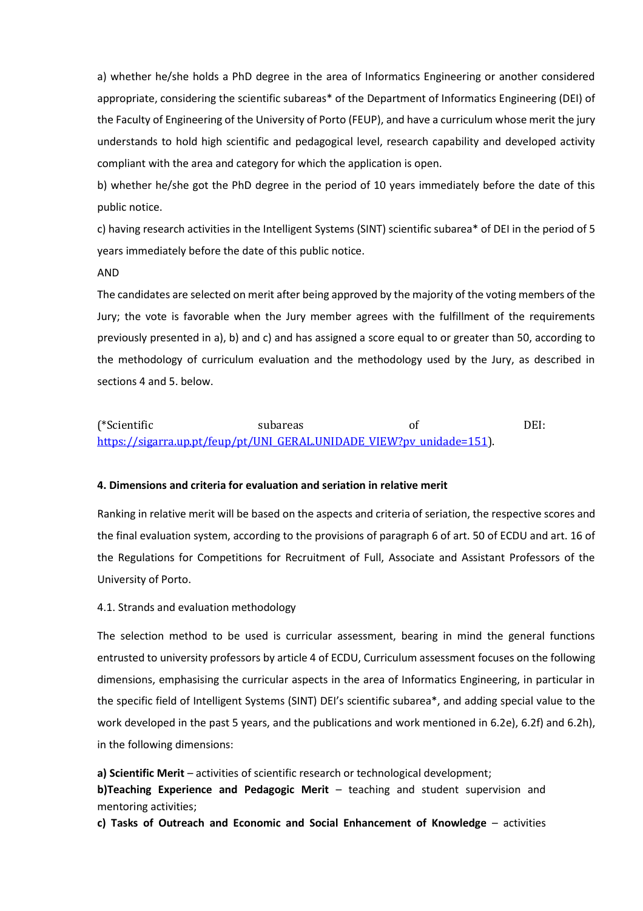a) whether he/she holds a PhD degree in the area of Informatics Engineering or another considered appropriate, considering the scientific subareas* of the Department of Informatics Engineering (DEI) of the Faculty of Engineering of the University of Porto (FEUP), and have a curriculum whose merit the jury understands to hold high scientific and pedagogical level, research capability and developed activity compliant with the area and category for which the application is open.

b) whether he/she got the PhD degree in the period of 10 years immediately before the date of this public notice.

c) having research activities in the Intelligent Systems (SINT) scientific subarea* of DEI in the period of 5 years immediately before the date of this public notice.

AND

The candidates are selected on merit after being approved by the majority of the voting members of the Jury; the vote is favorable when the Jury member agrees with the fulfillment of the requirements previously presented in a), b) and c) and has assigned a score equal to or greater than 50, according to the methodology of curriculum evaluation and the methodology used by the Jury, as described in sections 4 and 5. below.

(*Scientific subareas of DEI: [https://sigarra.up.pt/feup/pt/UNI_GERAL.UNIDADE_VIEW?pv_unidade=151](https://sigarra.up.pt/feup/pt/UNI_GERAL.UNIDADE_VIEW?pv_unidade=151)).

#### 4. Dimensions and criteria for evaluation and seriation in relative merit

Ranking in relative merit will be based on the aspects and criteria of seriation, the respective scores and the final evaluation system, according to the provisions of paragraph 6 of art. 50 of ECDU and art. 16 of the Regulations for Competitions for Recruitment of Full, Associate and Assistant Professors of the University of Porto.

4.1. Strands and evaluation methodology

The selection method to be used is curricular assessment, bearing in mind the general functions entrusted to university professors by article 4 of ECDU, Curriculum assessment focuses on the following dimensions, emphasising the curricular aspects in the area of Informatics Engineering, in particular in the specific field of Intelligent Systems (SINT) DEI's scientific subarea*, and adding special value to the work developed in the past 5 years, and the publications and work mentioned in 6.2e), 6.2f) and 6.2h), in the following dimensions:

**a) Scientific Merit** – activities of scientific research or technological development;
**b)Teaching Experience and Pedagogic Merit** – teaching and student supervision and mentoring activities;
**c) Tasks of Outreach and Economic and Social Enhancement of Knowledge** – activities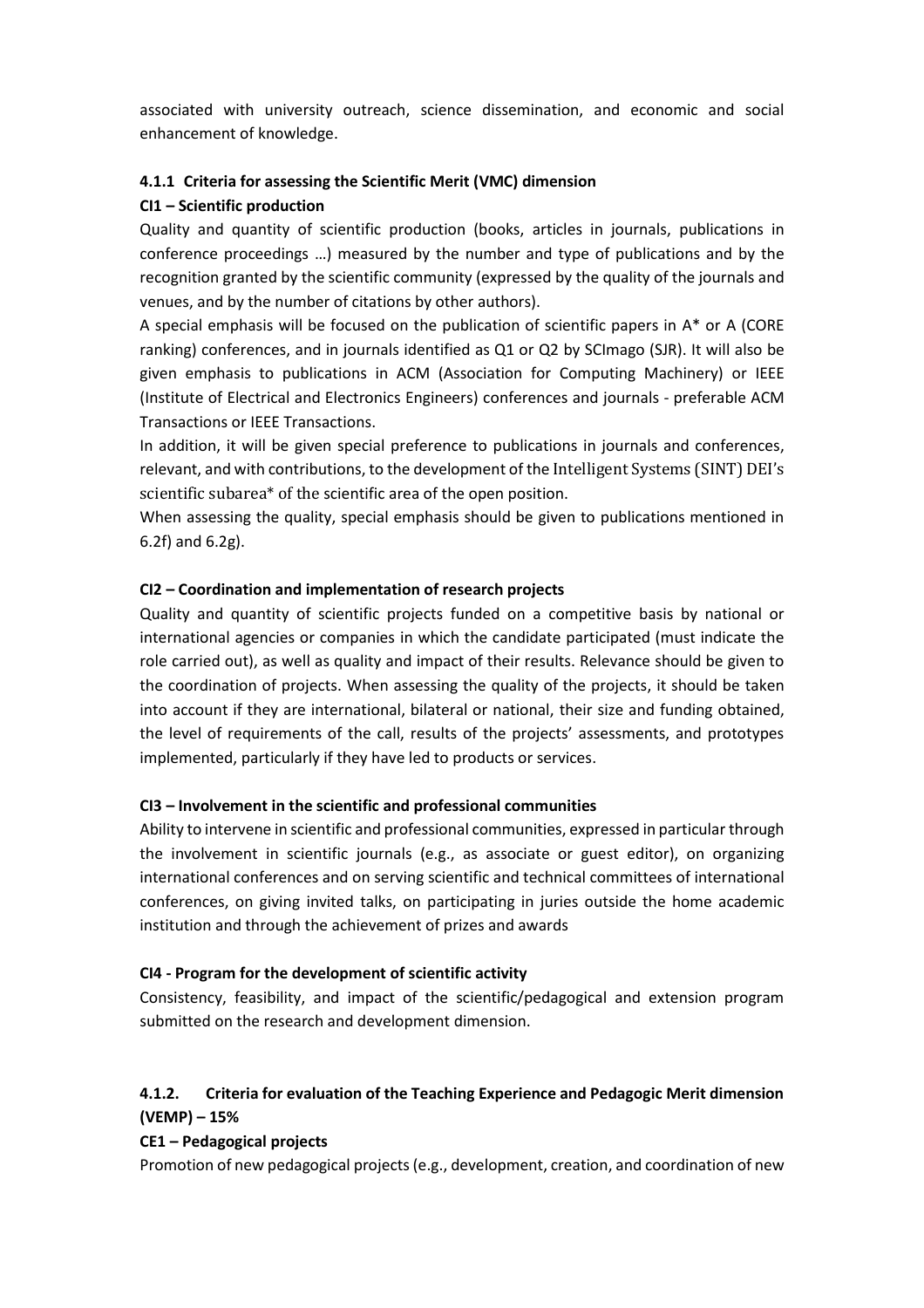associated with university outreach, science dissemination, and economic and social enhancement of knowledge.

#### 4.1.1 Criteria for assessing the Scientific Merit (VMC) dimension

**CI1 – Scientific production**

Quality and quantity of scientific production (books, articles in journals, publications in conference proceedings …) measured by the number and type of publications and by the recognition granted by the scientific community (expressed by the quality of the journals and venues, and by the number of citations by other authors).

A special emphasis will be focused on the publication of scientific papers in A* or A (CORE ranking) conferences, and in journals identified as Q1 or Q2 by SCImago (SJR). It will also be given emphasis to publications in ACM (Association for Computing Machinery) or IEEE (Institute of Electrical and Electronics Engineers) conferences and journals - preferable ACM Transactions or IEEE Transactions.

In addition, it will be given special preference to publications in journals and conferences, relevant, and with contributions, to the development of the Intelligent Systems (SINT) DEI's scientific subarea* of the scientific area of the open position.

When assessing the quality, special emphasis should be given to publications mentioned in 6.2f) and 6.2g).

**CI2 – Coordination and implementation of research projects**

Quality and quantity of scientific projects funded on a competitive basis by national or international agencies or companies in which the candidate participated (must indicate the role carried out), as well as quality and impact of their results. Relevance should be given to the coordination of projects. When assessing the quality of the projects, it should be taken into account if they are international, bilateral or national, their size and funding obtained, the level of requirements of the call, results of the projects' assessments, and prototypes implemented, particularly if they have led to products or services.

**CI3 – Involvement in the scientific and professional communities**

Ability to intervene in scientific and professional communities, expressed in particular through the involvement in scientific journals (e.g., as associate or guest editor), on organizing international conferences and on serving scientific and technical committees of international conferences, on giving invited talks, on participating in juries outside the home academic institution and through the achievement of prizes and awards

**CI4 - Program for the development of scientific activity**

Consistency, feasibility, and impact of the scientific/pedagogical and extension program submitted on the research and development dimension.

#### 4.1.2. Criteria for evaluation of the Teaching Experience and Pedagogic Merit dimension (VEMP) – 15%

**CE1 – Pedagogical projects**

Promotion of new pedagogical projects (e.g., development, creation, and coordination of new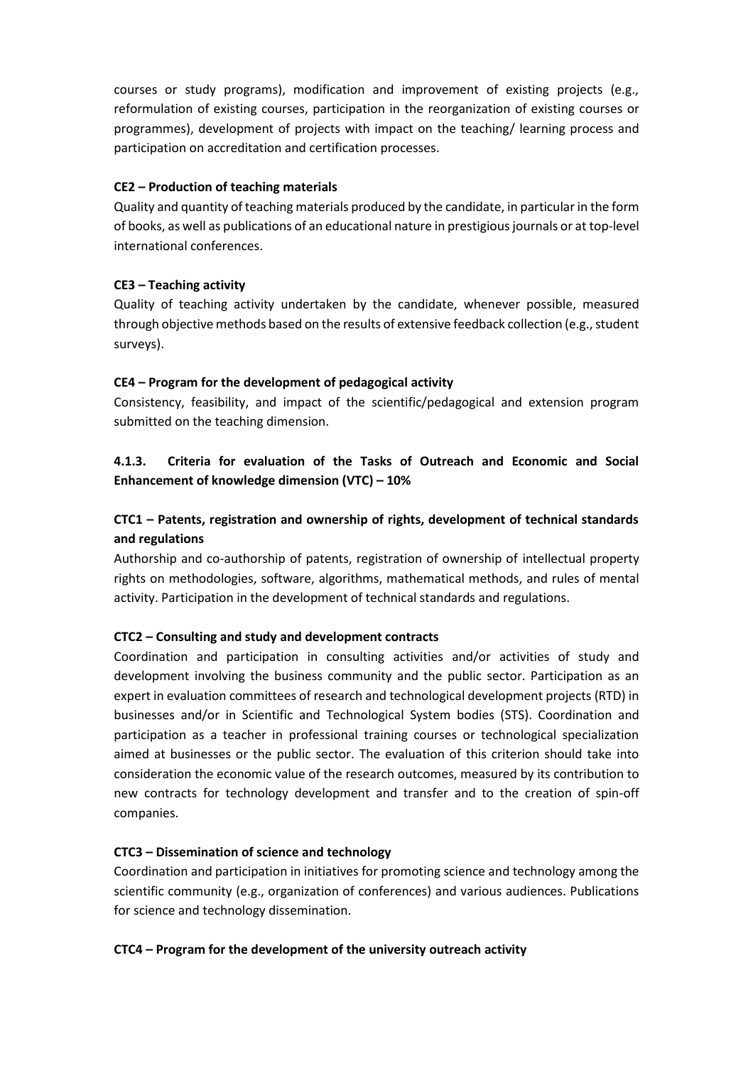courses or study programs), modification and improvement of existing projects (e.g., reformulation of existing courses, participation in the reorganization of existing courses or programmes), development of projects with impact on the teaching/ learning process and participation on accreditation and certification processes.

**CE2 – Production of teaching materials**

Quality and quantity of teaching materials produced by the candidate, in particular in the form of books, as well as publications of an educational nature in prestigious journals or at top-level international conferences.

**CE3 – Teaching activity**

Quality of teaching activity undertaken by the candidate, whenever possible, measured through objective methods based on the results of extensive feedback collection (e.g., student surveys).

**CE4 – Program for the development of pedagogical activity**

Consistency, feasibility, and impact of the scientific/pedagogical and extension program submitted on the teaching dimension.

### 4.1.3. Criteria for evaluation of the Tasks of Outreach and Economic and Social Enhancement of knowledge dimension (VTC) – 10%

**CTC1 – Patents, registration and ownership of rights, development of technical standards and regulations**

Authorship and co-authorship of patents, registration of ownership of intellectual property rights on methodologies, software, algorithms, mathematical methods, and rules of mental activity. Participation in the development of technical standards and regulations.

**CTC2 – Consulting and study and development contracts**

Coordination and participation in consulting activities and/or activities of study and development involving the business community and the public sector. Participation as an expert in evaluation committees of research and technological development projects (RTD) in businesses and/or in Scientific and Technological System bodies (STS). Coordination and participation as a teacher in professional training courses or technological specialization aimed at businesses or the public sector. The evaluation of this criterion should take into consideration the economic value of the research outcomes, measured by its contribution to new contracts for technology development and transfer and to the creation of spin-off companies.

**CTC3 – Dissemination of science and technology**

Coordination and participation in initiatives for promoting science and technology among the scientific community (e.g., organization of conferences) and various audiences. Publications for science and technology dissemination.

**CTC4 – Program for the development of the university outreach activity**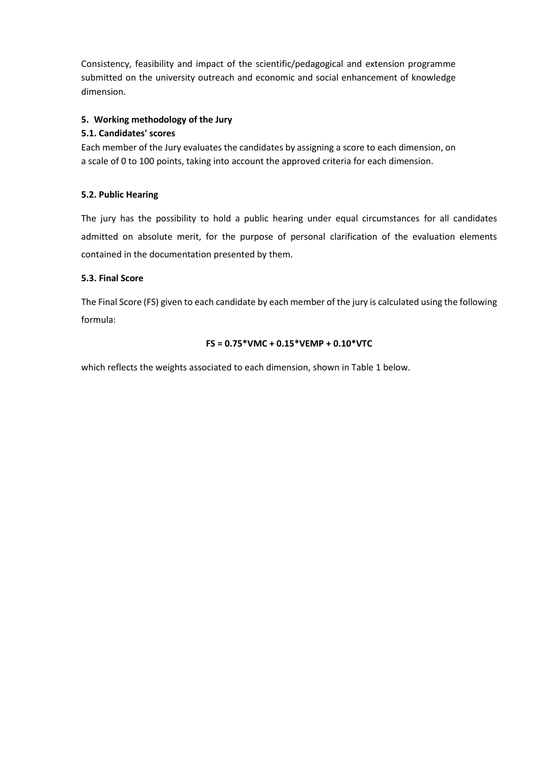Consistency, feasibility and impact of the scientific/pedagogical and extension programme submitted on the university outreach and economic and social enhancement of knowledge dimension.

## 5. Working methodology of the Jury

### 5.1. Candidates' scores

Each member of the Jury evaluates the candidates by assigning a score to each dimension, on a scale of 0 to 100 points, taking into account the approved criteria for each dimension.

### 5.2. Public Hearing

The jury has the possibility to hold a public hearing under equal circumstances for all candidates admitted on absolute merit, for the purpose of personal clarification of the evaluation elements contained in the documentation presented by them.

### 5.3. Final Score

The Final Score (FS) given to each candidate by each member of the jury is calculated using the following formula:

$$FS = 0.75*VMC + 0.15*VEMP + 0.10*VTC$$

which reflects the weights associated to each dimension, shown in Table 1 below.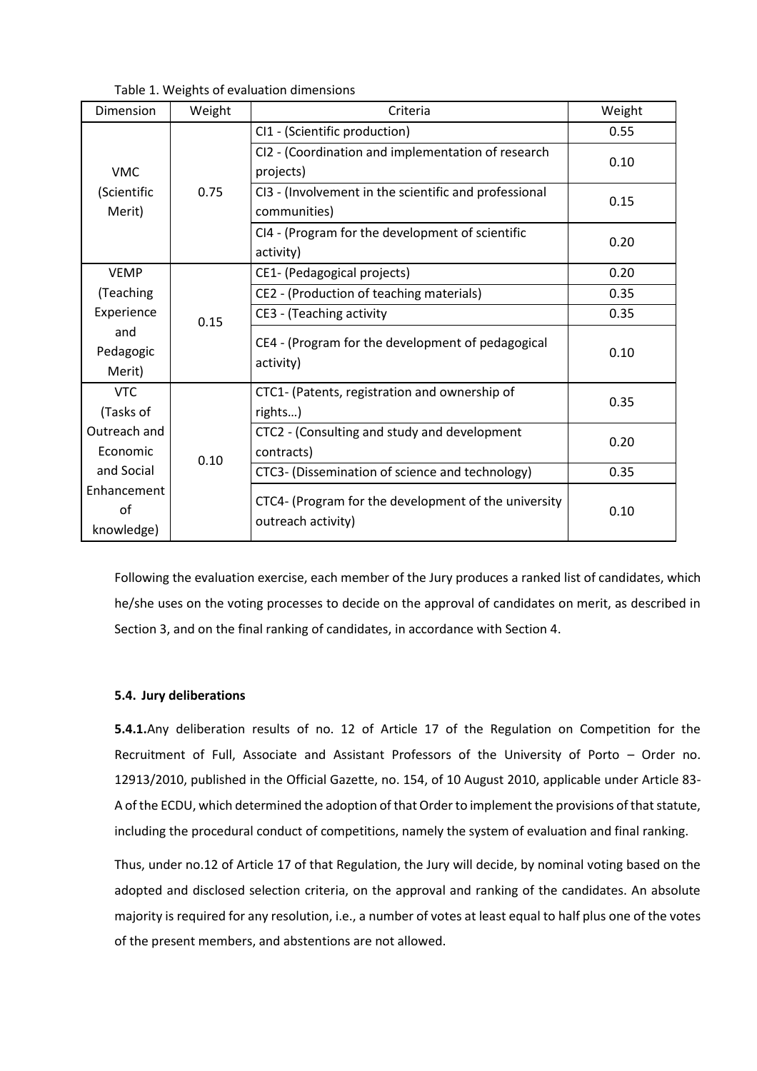Table 1. Weights of evaluation dimensions

| Dimension | Weight | Criteria | Weight |
|---|---|---|---|
| VMC (Scientific Merit) | 0.75 | CI1 - (Scientific production) | 0.55 |
| | | CI2 - (Coordination and implementation of research projects) | 0.10 |
| | | CI3 - (Involvement in the scientific and professional communities) | 0.15 |
| | | CI4 - (Program for the development of scientific activity) | 0.20 |
| VEMP (Teaching Experience and Pedagogic Merit) | 0.15 | CE1- (Pedagogical projects) | 0.20 |
| | | CE2 - (Production of teaching materials) | 0.35 |
| | | CE3 - (Teaching activity | 0.35 |
| | | CE4 - (Program for the development of pedagogical activity) | 0.10 |
| VTC (Tasks of Outreach and Economic and Social Enhancement of knowledge) | 0.10 | CTC1- (Patents, registration and ownership of rights…) | 0.35 |
| | | CTC2 - (Consulting and study and development contracts) | 0.20 |
| | | CTC3- (Dissemination of science and technology) | 0.35 |
| | | CTC4- (Program for the development of the university outreach activity) | 0.10 |

Following the evaluation exercise, each member of the Jury produces a ranked list of candidates, which he/she uses on the voting processes to decide on the approval of candidates on merit, as described in Section 3, and on the final ranking of candidates, in accordance with Section 4.

### 5.4. Jury deliberations

**5.4.1.** Any deliberation results of no. 12 of Article 17 of the Regulation on Competition for the Recruitment of Full, Associate and Assistant Professors of the University of Porto – Order no. 12913/2010, published in the Official Gazette, no. 154, of 10 August 2010, applicable under Article 83-A of the ECDU, which determined the adoption of that Order to implement the provisions of that statute, including the procedural conduct of competitions, namely the system of evaluation and final ranking.

Thus, under no.12 of Article 17 of that Regulation, the Jury will decide, by nominal voting based on the adopted and disclosed selection criteria, on the approval and ranking of the candidates. An absolute majority is required for any resolution, i.e., a number of votes at least equal to half plus one of the votes of the present members, and abstentions are not allowed.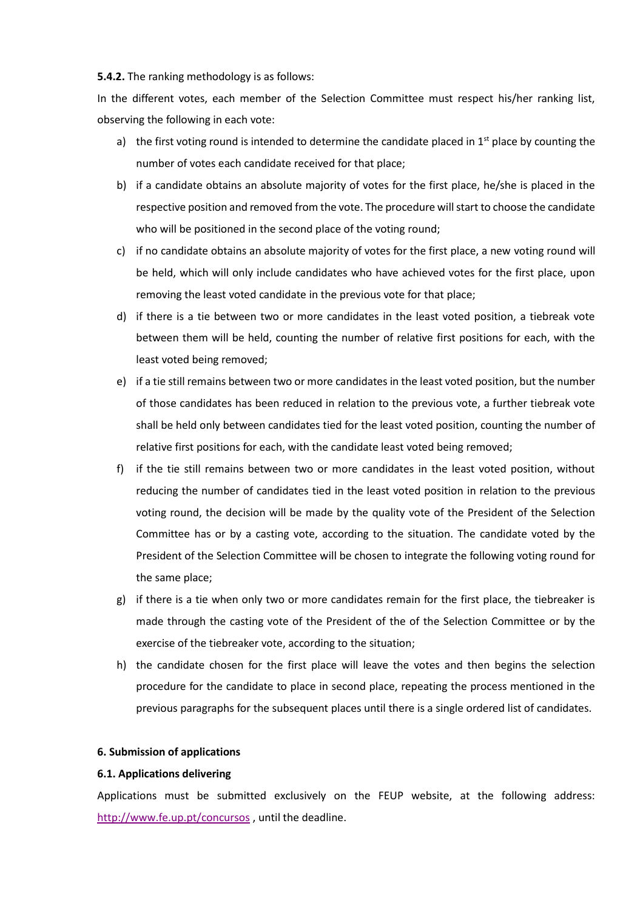**5.4.2.** The ranking methodology is as follows:

In the different votes, each member of the Selection Committee must respect his/her ranking list, observing the following in each vote:

a) the first voting round is intended to determine the candidate placed in 1st place by counting the number of votes each candidate received for that place;

b) if a candidate obtains an absolute majority of votes for the first place, he/she is placed in the respective position and removed from the vote. The procedure will start to choose the candidate who will be positioned in the second place of the voting round;

c) if no candidate obtains an absolute majority of votes for the first place, a new voting round will be held, which will only include candidates who have achieved votes for the first place, upon removing the least voted candidate in the previous vote for that place;

d) if there is a tie between two or more candidates in the least voted position, a tiebreak vote between them will be held, counting the number of relative first positions for each, with the least voted being removed;

e) if a tie still remains between two or more candidates in the least voted position, but the number of those candidates has been reduced in relation to the previous vote, a further tiebreak vote shall be held only between candidates tied for the least voted position, counting the number of relative first positions for each, with the candidate least voted being removed;

f) if the tie still remains between two or more candidates in the least voted position, without reducing the number of candidates tied in the least voted position in relation to the previous voting round, the decision will be made by the quality vote of the President of the Selection Committee has or by a casting vote, according to the situation. The candidate voted by the President of the Selection Committee will be chosen to integrate the following voting round for the same place;

g) if there is a tie when only two or more candidates remain for the first place, the tiebreaker is made through the casting vote of the President of the of the Selection Committee or by the exercise of the tiebreaker vote, according to the situation;

h) the candidate chosen for the first place will leave the votes and then begins the selection procedure for the candidate to place in second place, repeating the process mentioned in the previous paragraphs for the subsequent places until there is a single ordered list of candidates.

## 6. Submission of applications

### 6.1. Applications delivering

Applications must be submitted exclusively on the FEUP website, at the following address: [http://www.fe.up.pt/concursos](http://www.fe.up.pt/concursos) , until the deadline.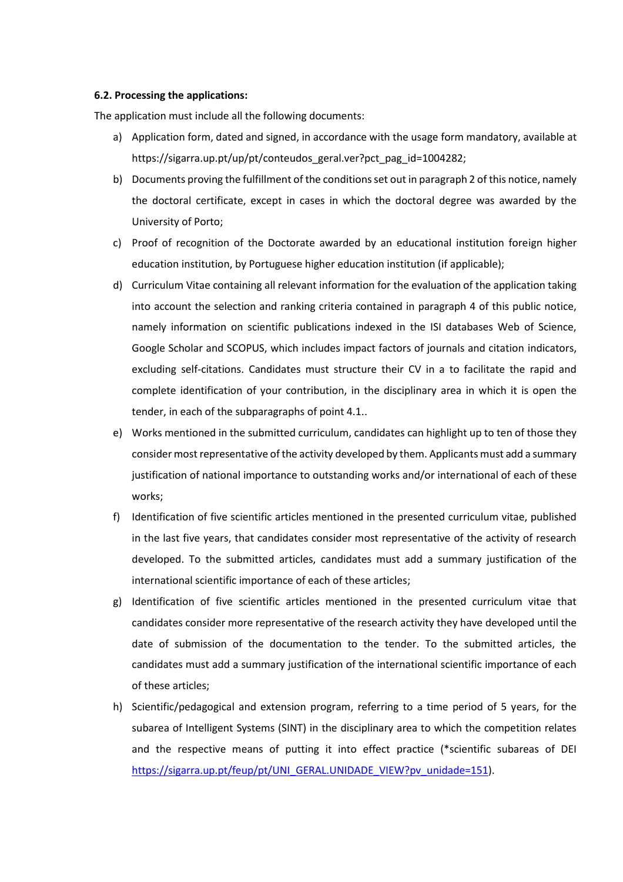**6.2. Processing the applications:**

The application must include all the following documents:

a) Application form, dated and signed, in accordance with the usage form mandatory, available at https://sigarra.up.pt/up/pt/conteudos_geral.ver?pct_pag_id=1004282;

b) Documents proving the fulfillment of the conditions set out in paragraph 2 of this notice, namely the doctoral certificate, except in cases in which the doctoral degree was awarded by the University of Porto;

c) Proof of recognition of the Doctorate awarded by an educational institution foreign higher education institution, by Portuguese higher education institution (if applicable);

d) Curriculum Vitae containing all relevant information for the evaluation of the application taking into account the selection and ranking criteria contained in paragraph 4 of this public notice, namely information on scientific publications indexed in the ISI databases Web of Science, Google Scholar and SCOPUS, which includes impact factors of journals and citation indicators, excluding self-citations. Candidates must structure their CV in a to facilitate the rapid and complete identification of your contribution, in the disciplinary area in which it is open the tender, in each of the subparagraphs of point 4.1..

e) Works mentioned in the submitted curriculum, candidates can highlight up to ten of those they consider most representative of the activity developed by them. Applicants must add a summary justification of national importance to outstanding works and/or international of each of these works;

f) Identification of five scientific articles mentioned in the presented curriculum vitae, published in the last five years, that candidates consider most representative of the activity of research developed. To the submitted articles, candidates must add a summary justification of the international scientific importance of each of these articles;

g) Identification of five scientific articles mentioned in the presented curriculum vitae that candidates consider more representative of the research activity they have developed until the date of submission of the documentation to the tender. To the submitted articles, the candidates must add a summary justification of the international scientific importance of each of these articles;

h) Scientific/pedagogical and extension program, referring to a time period of 5 years, for the subarea of Intelligent Systems (SINT) in the disciplinary area to which the competition relates and the respective means of putting it into effect practice (*scientific subareas of DEI https://sigarra.up.pt/feup/pt/UNI_GERAL.UNIDADE_VIEW?pv_unidade=151).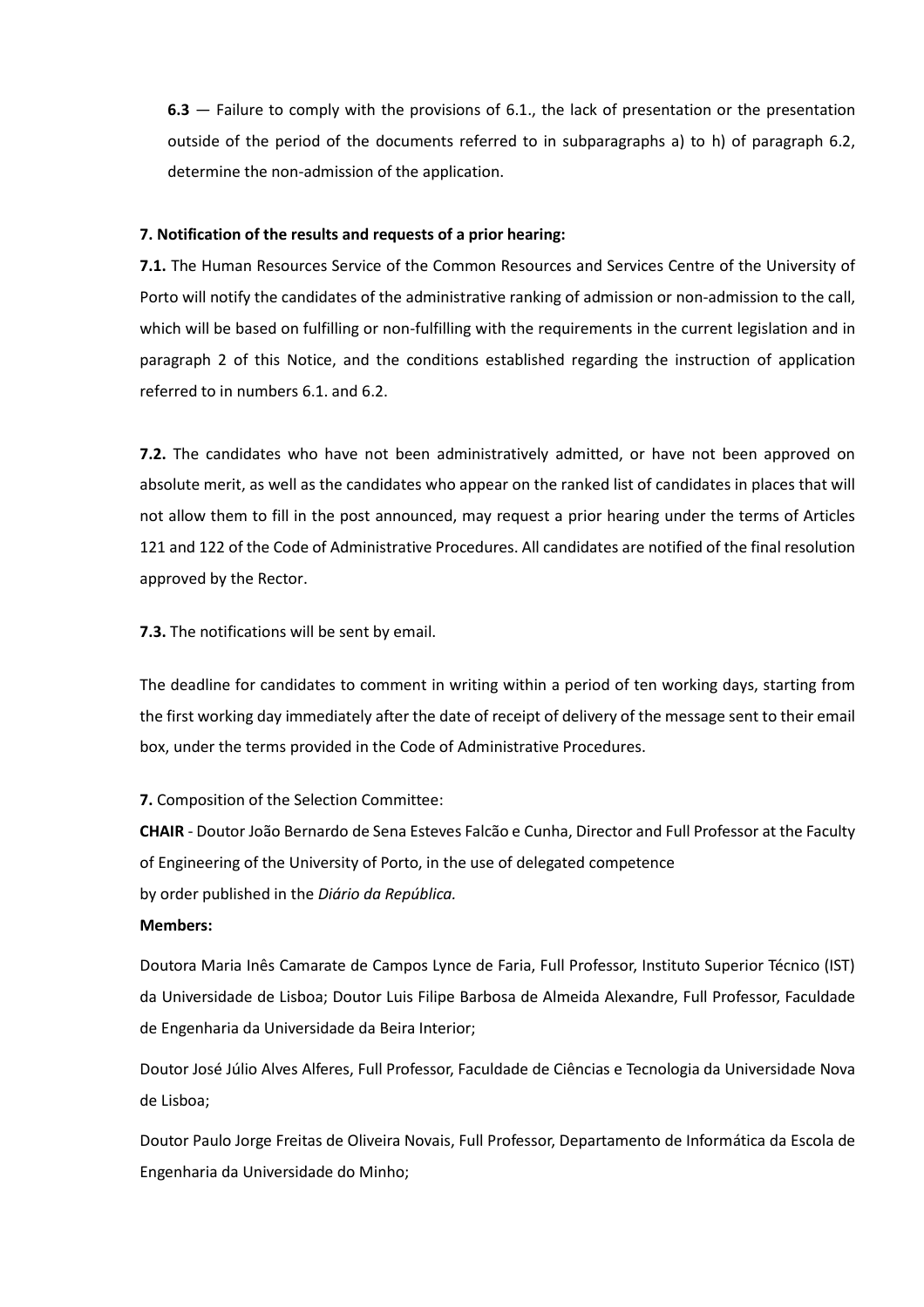**6.3** — Failure to comply with the provisions of 6.1., the lack of presentation or the presentation outside of the period of the documents referred to in subparagraphs a) to h) of paragraph 6.2, determine the non-admission of the application.

**7. Notification of the results and requests of a prior hearing:**

**7.1.** The Human Resources Service of the Common Resources and Services Centre of the University of Porto will notify the candidates of the administrative ranking of admission or non-admission to the call, which will be based on fulfilling or non-fulfilling with the requirements in the current legislation and in paragraph 2 of this Notice, and the conditions established regarding the instruction of application referred to in numbers 6.1. and 6.2.

**7.2.** The candidates who have not been administratively admitted, or have not been approved on absolute merit, as well as the candidates who appear on the ranked list of candidates in places that will not allow them to fill in the post announced, may request a prior hearing under the terms of Articles 121 and 122 of the Code of Administrative Procedures. All candidates are notified of the final resolution approved by the Rector.

**7.3.** The notifications will be sent by email.

The deadline for candidates to comment in writing within a period of ten working days, starting from the first working day immediately after the date of receipt of delivery of the message sent to their email box, under the terms provided in the Code of Administrative Procedures.

**7.** Composition of the Selection Committee:

**CHAIR** - Doutor João Bernardo de Sena Esteves Falcão e Cunha, Director and Full Professor at the Faculty of Engineering of the University of Porto, in the use of delegated competence
by order published in the *Diário da República.*

**Members:**

Doutora Maria Inês Camarate de Campos Lynce de Faria, Full Professor, Instituto Superior Técnico (IST) da Universidade de Lisboa; Doutor Luis Filipe Barbosa de Almeida Alexandre, Full Professor, Faculdade de Engenharia da Universidade da Beira Interior;

Doutor José Júlio Alves Alferes, Full Professor, Faculdade de Ciências e Tecnologia da Universidade Nova de Lisboa;

Doutor Paulo Jorge Freitas de Oliveira Novais, Full Professor, Departamento de Informática da Escola de Engenharia da Universidade do Minho;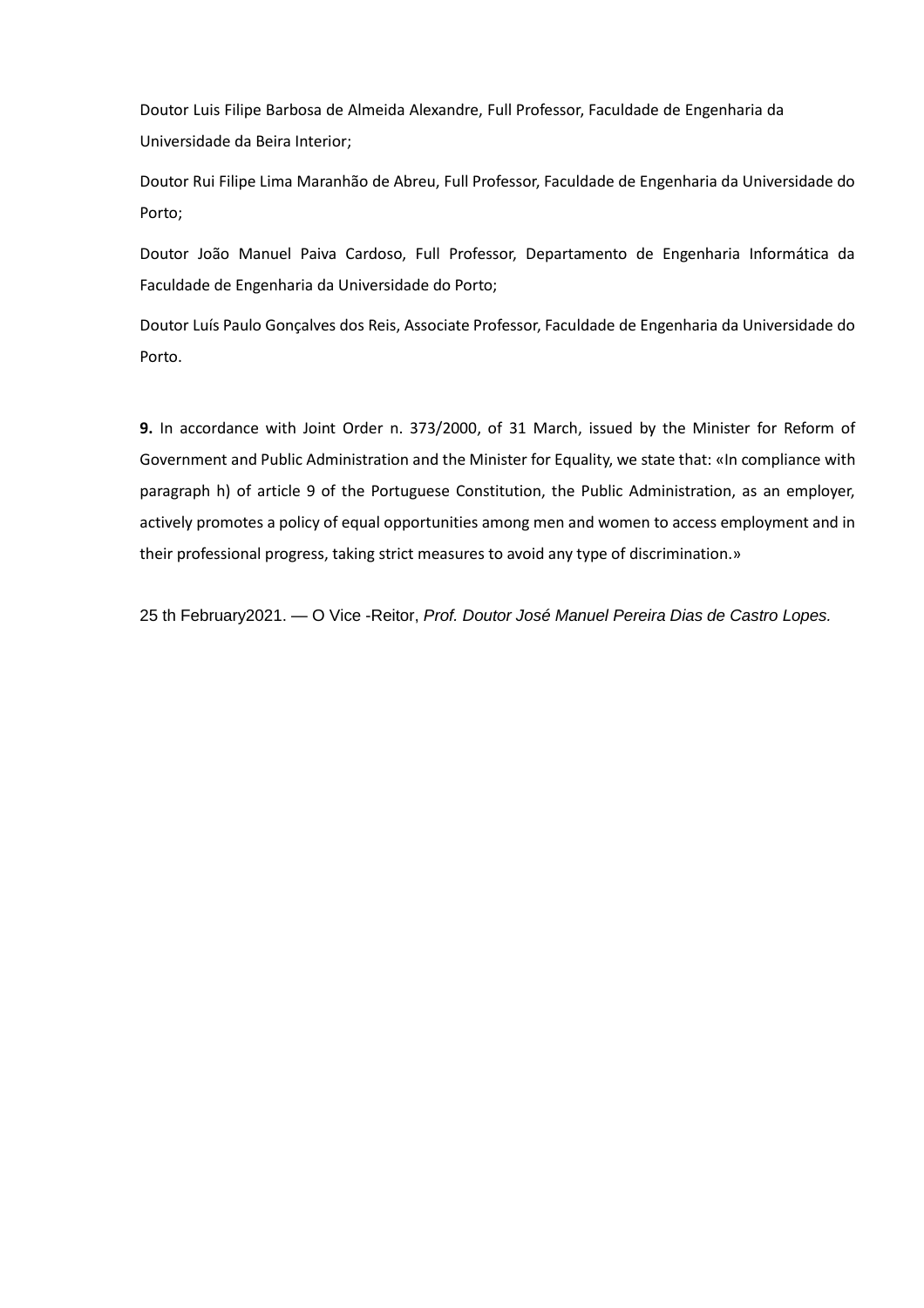Doutor Luis Filipe Barbosa de Almeida Alexandre, Full Professor, Faculdade de Engenharia da Universidade da Beira Interior;

Doutor Rui Filipe Lima Maranhão de Abreu, Full Professor, Faculdade de Engenharia da Universidade do Porto;

Doutor João Manuel Paiva Cardoso, Full Professor, Departamento de Engenharia Informática da Faculdade de Engenharia da Universidade do Porto;

Doutor Luís Paulo Gonçalves dos Reis, Associate Professor, Faculdade de Engenharia da Universidade do Porto.

**9.** In accordance with Joint Order n. 373/2000, of 31 March, issued by the Minister for Reform of Government and Public Administration and the Minister for Equality, we state that: «In compliance with paragraph h) of article 9 of the Portuguese Constitution, the Public Administration, as an employer, actively promotes a policy of equal opportunities among men and women to access employment and in their professional progress, taking strict measures to avoid any type of discrimination.»

25 th February2021. — O Vice -Reitor, *Prof. Doutor José Manuel Pereira Dias de Castro Lopes.*